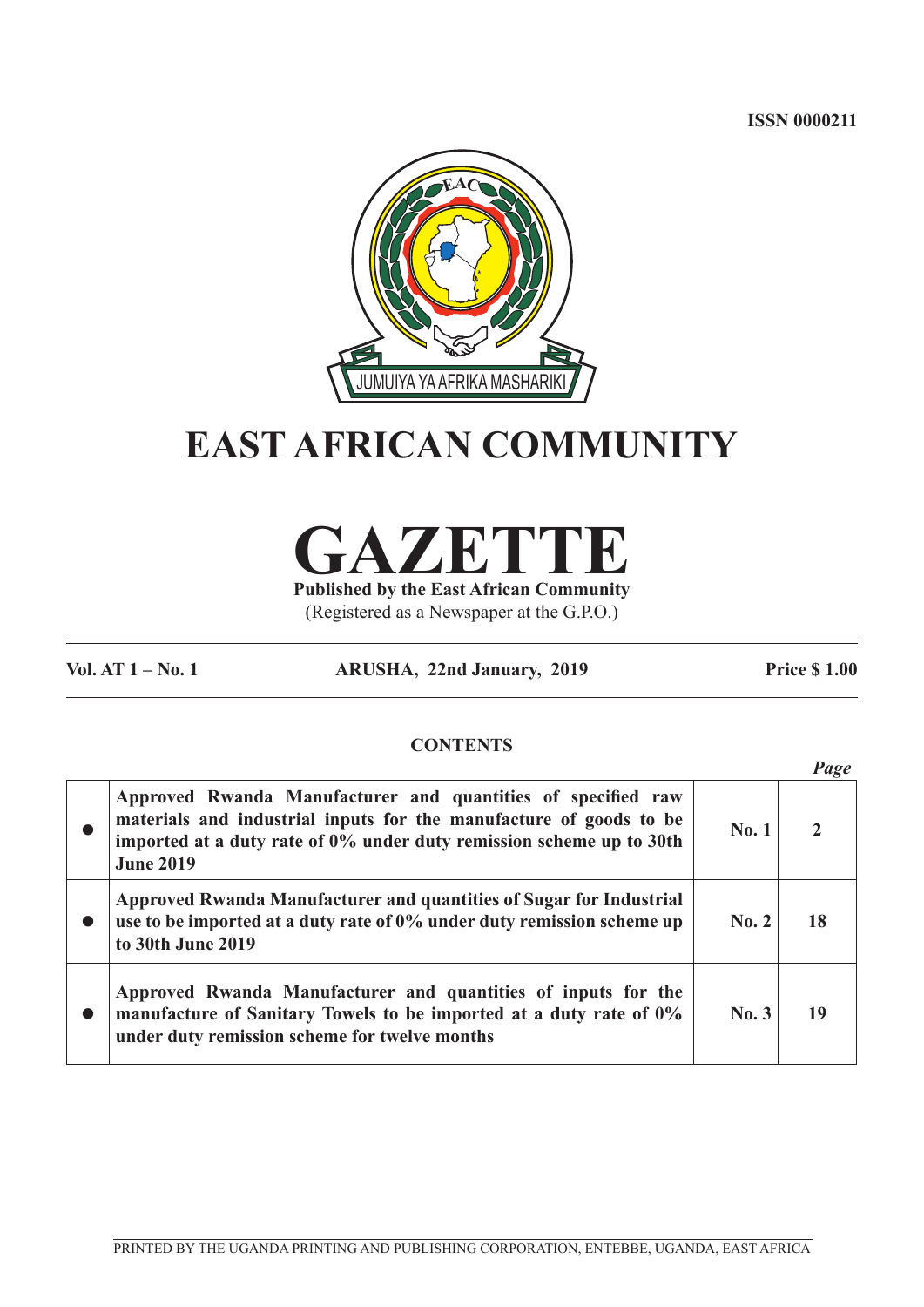ISSN 0000211

JUMUIYA YA AFRIKA MASHARIKI

# EAST AFRICAN COMMUNITY

# GAZETTE

**Published by the East African Community**

(Registered as a Newspaper at the G.P.O.)

**Vol. AT 1 – No. 1** | **ARUSHA, 22nd January, 2019** | **Price $ 1.00**

## CONTENTS

| | | | *Page* |
|---|---|---|---|
| ● | **Approved Rwanda Manufacturer and quantities of specified raw materials and industrial inputs for the manufacture of goods to be imported at a duty rate of 0% under duty remission scheme up to 30th June 2019** | **No. 1** | **2** |
| ● | **Approved Rwanda Manufacturer and quantities of Sugar for Industrial use to be imported at a duty rate of 0% under duty remission scheme up to 30th June 2019** | **No. 2** | **18** |
| ● | **Approved Rwanda Manufacturer and quantities of inputs for the manufacture of Sanitary Towels to be imported at a duty rate of 0% under duty remission scheme for twelve months** | **No. 3** | **19** |

PRINTED BY THE UGANDA PRINTING AND PUBLISHING CORPORATION, ENTEBBE, UGANDA, EAST AFRICA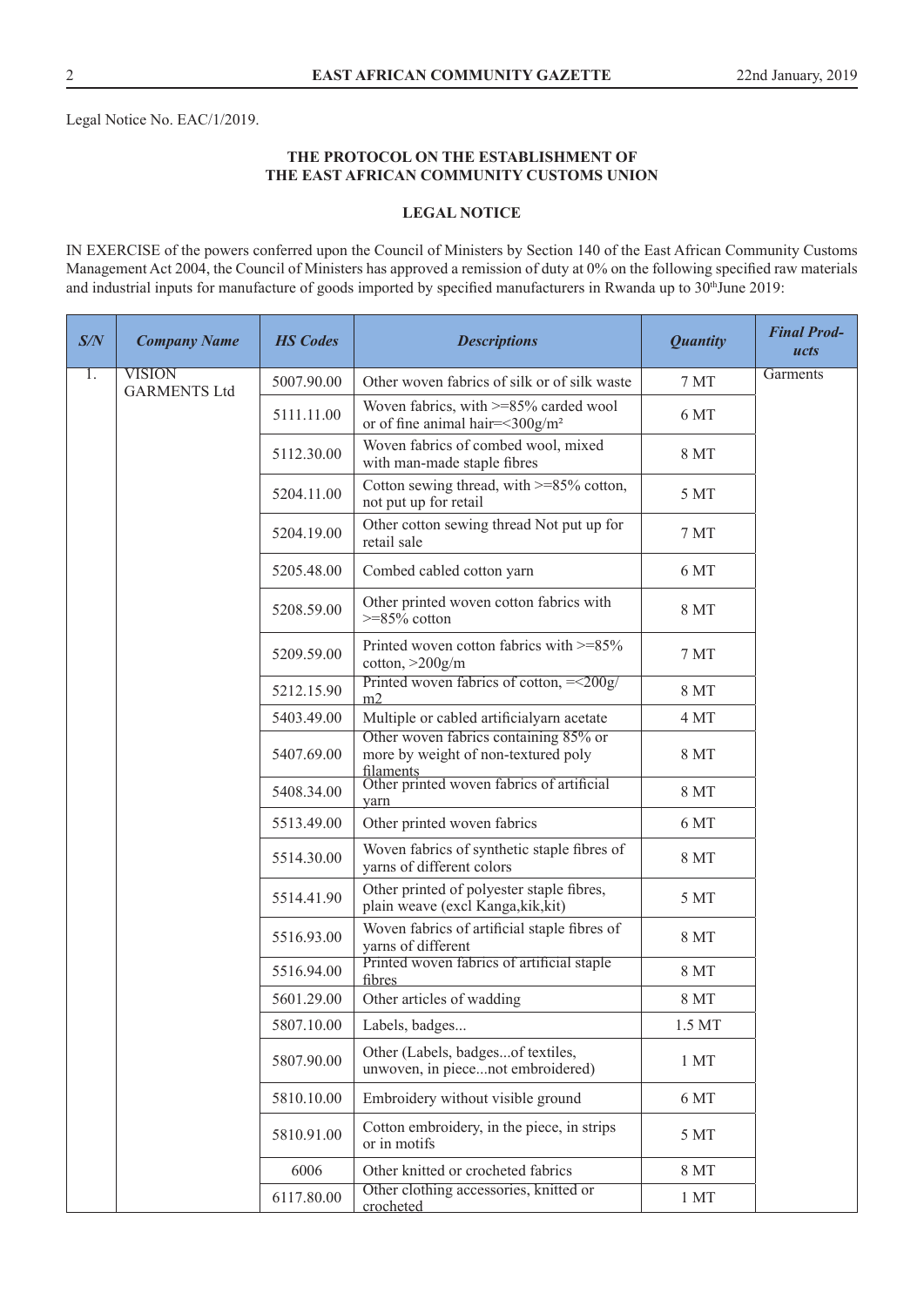Legal Notice No. EAC/1/2019.

**THE PROTOCOL ON THE ESTABLISHMENT OF THE EAST AFRICAN COMMUNITY CUSTOMS UNION**

**LEGAL NOTICE**

IN EXERCISE of the powers conferred upon the Council of Ministers by Section 140 of the East African Community Customs Management Act 2004, the Council of Ministers has approved a remission of duty at 0% on the following specified raw materials and industrial inputs for manufacture of goods imported by specified manufacturers in Rwanda up to 30th June 2019:

| *S/N* | *Company Name* | *HS Codes* | *Descriptions* | *Quantity* | *Final Products* |
|---|---|---|---|---|---|
| 1. | VISION GARMENTS Ltd | 5007.90.00 | Other woven fabrics of silk or of silk waste | 7 MT | Garments |
| | | 5111.11.00 | Woven fabrics, with >=85% carded wool or of fine animal hair=<300g/m² | 6 MT | |
| | | 5112.30.00 | Woven fabrics of combed wool, mixed with man-made staple fibres | 8 MT | |
| | | 5204.11.00 | Cotton sewing thread, with >=85% cotton, not put up for retail | 5 MT | |
| | | 5204.19.00 | Other cotton sewing thread Not put up for retail sale | 7 MT | |
| | | 5205.48.00 | Combed cabled cotton yarn | 6 MT | |
| | | 5208.59.00 | Other printed woven cotton fabrics with >=85% cotton | 8 MT | |
| | | 5209.59.00 | Printed woven cotton fabrics with >=85% cotton, >200g/m | 7 MT | |
| | | 5212.15.90 | Printed woven fabrics of cotton, =<200g/m2 | 8 MT | |
| | | 5403.49.00 | Multiple or cabled artificialyarn acetate | 4 MT | |
| | | 5407.69.00 | Other woven fabrics containing 85% or more by weight of non-textured poly filaments | 8 MT | |
| | | 5408.34.00 | Other printed woven fabrics of artificial yarn | 8 MT | |
| | | 5513.49.00 | Other printed woven fabrics | 6 MT | |
| | | 5514.30.00 | Woven fabrics of synthetic staple fibres of yarns of different colors | 8 MT | |
| | | 5514.41.90 | Other printed of polyester staple fibres, plain weave (excl Kanga,kik,kit) | 5 MT | |
| | | 5516.93.00 | Woven fabrics of artificial staple fibres of yarns of different | 8 MT | |
| | | 5516.94.00 | Printed woven fabrics of artificial staple fibres | 8 MT | |
| | | 5601.29.00 | Other articles of wadding | 8 MT | |
| | | 5807.10.00 | Labels, badges... | 1.5 MT | |
| | | 5807.90.00 | Other (Labels, badges...of textiles, unwoven, in piece...not embroidered) | 1 MT | |
| | | 5810.10.00 | Embroidery without visible ground | 6 MT | |
| | | 5810.91.00 | Cotton embroidery, in the piece, in strips or in motifs | 5 MT | |
| | | 6006 | Other knitted or crocheted fabrics | 8 MT | |
| | | 6117.80.00 | Other clothing accessories, knitted or crocheted | 1 MT | |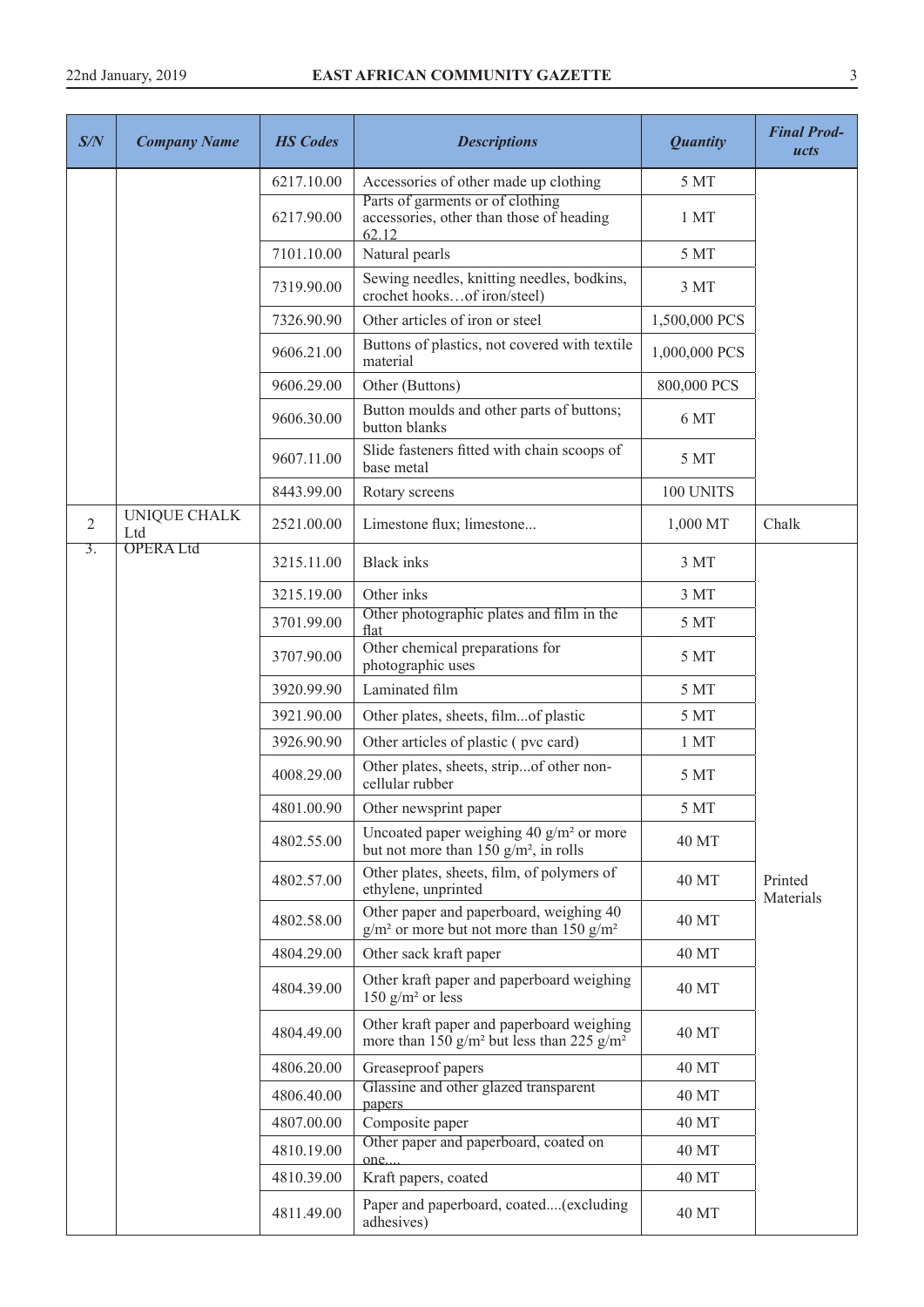| S/N | Company Name | HS Codes | Descriptions | Quantity | Final Products |
|---|---|---|---|---|---|
| | | 6217.10.00 | Accessories of other made up clothing | 5 MT | |
| | | 6217.90.00 | Parts of garments or of clothing accessories, other than those of heading 62.12 | 1 MT | |
| | | 7101.10.00 | Natural pearls | 5 MT | |
| | | 7319.90.00 | Sewing needles, knitting needles, bodkins, crochet hooks…of iron/steel) | 3 MT | |
| | | 7326.90.90 | Other articles of iron or steel | 1,500,000 PCS | |
| | | 9606.21.00 | Buttons of plastics, not covered with textile material | 1,000,000 PCS | |
| | | 9606.29.00 | Other (Buttons) | 800,000 PCS | |
| | | 9606.30.00 | Button moulds and other parts of buttons; button blanks | 6 MT | |
| | | 9607.11.00 | Slide fasteners fitted with chain scoops of base metal | 5 MT | |
| | | 8443.99.00 | Rotary screens | 100 UNITS | |
| 2 | UNIQUE CHALK Ltd | 2521.00.00 | Limestone flux; limestone... | 1,000 MT | Chalk |
| 3. | OPERA Ltd | 3215.11.00 | Black inks | 3 MT | Printed Materials |
| | | 3215.19.00 | Other inks | 3 MT | |
| | | 3701.99.00 | Other photographic plates and film in the flat | 5 MT | |
| | | 3707.90.00 | Other chemical preparations for photographic uses | 5 MT | |
| | | 3920.99.90 | Laminated film | 5 MT | |
| | | 3921.90.00 | Other plates, sheets, film...of plastic | 5 MT | |
| | | 3926.90.90 | Other articles of plastic ( pvc card) | 1 MT | |
| | | 4008.29.00 | Other plates, sheets, strip...of other non-cellular rubber | 5 MT | |
| | | 4801.00.90 | Other newsprint paper | 5 MT | |
| | | 4802.55.00 | Uncoated paper weighing 40 g/m² or more but not more than 150 g/m², in rolls | 40 MT | |
| | | 4802.57.00 | Other plates, sheets, film, of polymers of ethylene, unprinted | 40 MT | |
| | | 4802.58.00 | Other paper and paperboard, weighing 40 g/m² or more but not more than 150 g/m² | 40 MT | |
| | | 4804.29.00 | Other sack kraft paper | 40 MT | |
| | | 4804.39.00 | Other kraft paper and paperboard weighing 150 g/m² or less | 40 MT | |
| | | 4804.49.00 | Other kraft paper and paperboard weighing more than 150 g/m² but less than 225 g/m² | 40 MT | |
| | | 4806.20.00 | Greaseproof papers | 40 MT | |
| | | 4806.40.00 | Glassine and other glazed transparent papers | 40 MT | |
| | | 4807.00.00 | Composite paper | 40 MT | |
| | | 4810.19.00 | Other paper and paperboard, coated on one.... | 40 MT | |
| | | 4810.39.00 | Kraft papers, coated | 40 MT | |
| | | 4811.49.00 | Paper and paperboard, coated....(excluding adhesives) | 40 MT | |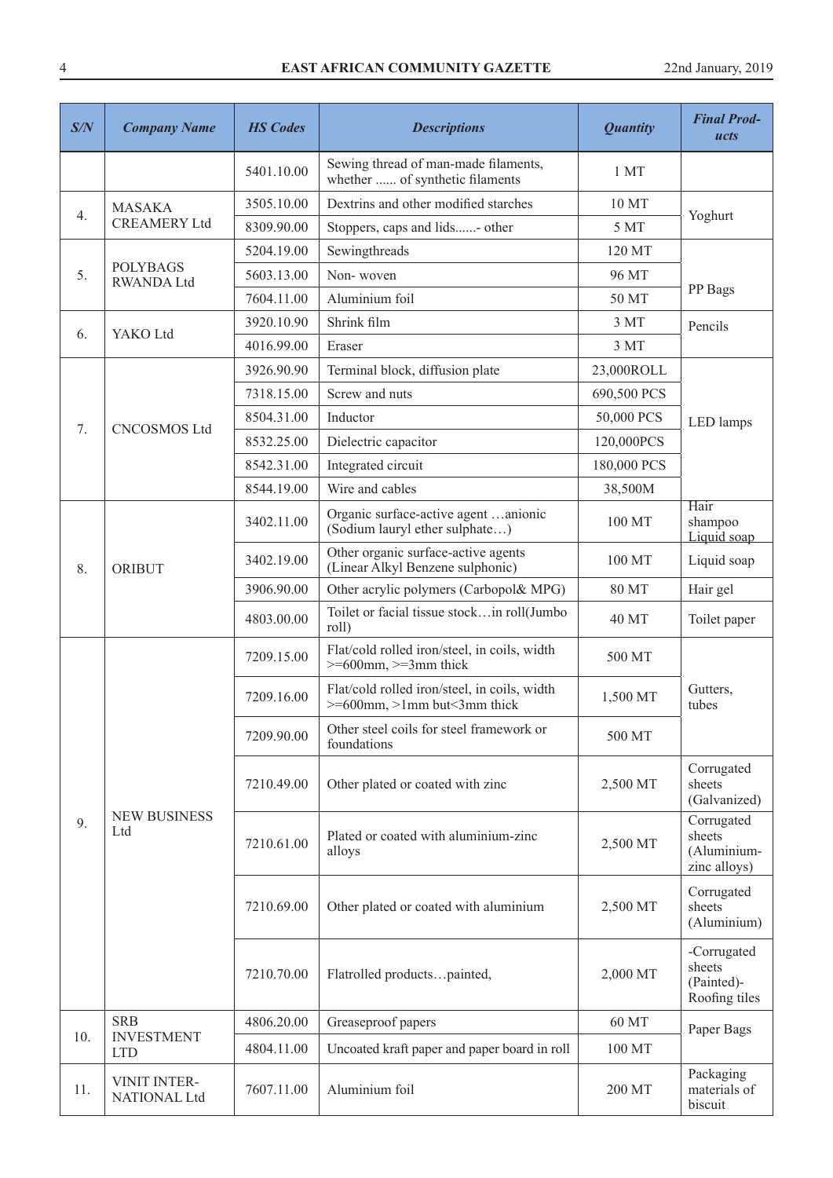| S/N | Company Name | HS Codes | Descriptions | Quantity | Final Products |
|---|---|---|---|---|---|
| | | 5401.10.00 | Sewing thread of man-made filaments, whether ...... of synthetic filaments | 1 MT | |
| 4. | MASAKA CREAMERY Ltd | 3505.10.00 | Dextrins and other modified starches | 10 MT | Yoghurt |
| | | 8309.90.00 | Stoppers, caps and lids......- other | 5 MT | |
| 5. | POLYBAGS RWANDA Ltd | 5204.19.00 | Sewingthreads | 120 MT | PP Bags |
| | | 5603.13.00 | Non- woven | 96 MT | |
| | | 7604.11.00 | Aluminium foil | 50 MT | |
| 6. | YAKO Ltd | 3920.10.90 | Shrink film | 3 MT | Pencils |
| | | 4016.99.00 | Eraser | 3 MT | |
| 7. | CNCOSMOS Ltd | 3926.90.90 | Terminal block, diffusion plate | 23,000ROLL | LED lamps |
| | | 7318.15.00 | Screw and nuts | 690,500 PCS | |
| | | 8504.31.00 | Inductor | 50,000 PCS | |
| | | 8532.25.00 | Dielectric capacitor | 120,000PCS | |
| | | 8542.31.00 | Integrated circuit | 180,000 PCS | |
| | | 8544.19.00 | Wire and cables | 38,500M | |
| 8. | ORIBUT | 3402.11.00 | Organic surface-active agent …anionic (Sodium lauryl ether sulphate…) | 100 MT | Hair shampoo Liquid soap |
| | | 3402.19.00 | Other organic surface-active agents (Linear Alkyl Benzene sulphonic) | 100 MT | Liquid soap |
| | | 3906.90.00 | Other acrylic polymers (Carbopol& MPG) | 80 MT | Hair gel |
| | | 4803.00.00 | Toilet or facial tissue stock…in roll(Jumbo roll) | 40 MT | Toilet paper |
| 9. | NEW BUSINESS Ltd | 7209.15.00 | Flat/cold rolled iron/steel, in coils, width >=600mm, >=3mm thick | 500 MT | Gutters, tubes |
| | | 7209.16.00 | Flat/cold rolled iron/steel, in coils, width >=600mm, >1mm but<3mm thick | 1,500 MT | |
| | | 7209.90.00 | Other steel coils for steel framework or foundations | 500 MT | |
| | | 7210.49.00 | Other plated or coated with zinc | 2,500 MT | Corrugated sheets (Galvanized) |
| | | 7210.61.00 | Plated or coated with aluminium-zinc alloys | 2,500 MT | Corrugated sheets (Aluminium-zinc alloys) |
| | | 7210.69.00 | Other plated or coated with aluminium | 2,500 MT | Corrugated sheets (Aluminium) |
| | | 7210.70.00 | Flatrolled products…painted, | 2,000 MT | -Corrugated sheets (Painted)-Roofing tiles |
| 10. | SRB INVESTMENT LTD | 4806.20.00 | Greaseproof papers | 60 MT | Paper Bags |
| | | 4804.11.00 | Uncoated kraft paper and paper board in roll | 100 MT | |
| 11. | VINIT INTERNATIONAL Ltd | 7607.11.00 | Aluminium foil | 200 MT | Packaging materials of biscuit |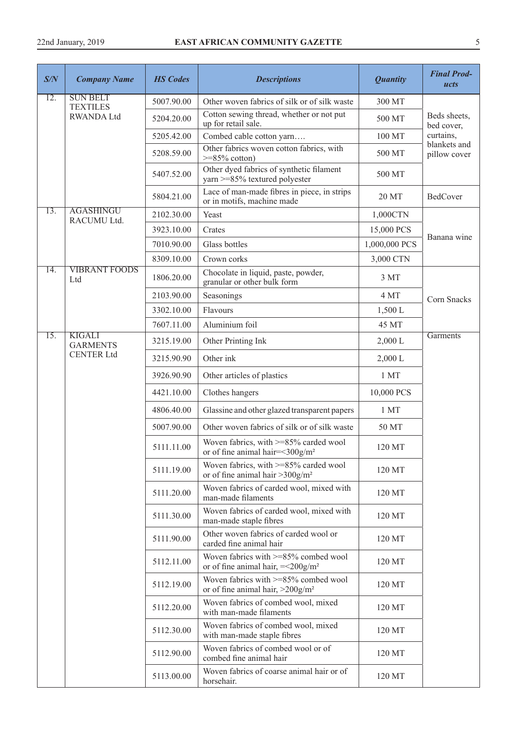| S/N | Company Name | HS Codes | Descriptions | Quantity | Final Products |
|---|---|---|---|---|---|
| 12. | SUN BELT TEXTILES RWANDA Ltd | 5007.90.00 | Other woven fabrics of silk or of silk waste | 300 MT | Beds sheets, bed cover, curtains, blankets and pillow cover |
| | | 5204.20.00 | Cotton sewing thread, whether or not put up for retail sale. | 500 MT | |
| | | 5205.42.00 | Combed cable cotton yarn…. | 100 MT | |
| | | 5208.59.00 | Other fabrics woven cotton fabrics, with >=85% cotton) | 500 MT | |
| | | 5407.52.00 | Other dyed fabrics of synthetic filament yarn >=85% textured polyester | 500 MT | |
| | | 5804.21.00 | Lace of man-made fibres in piece, in strips or in motifs, machine made | 20 MT | BedCover |
| 13. | AGASHINGU RACUMU Ltd. | 2102.30.00 | Yeast | 1,000CTN | Banana wine |
| | | 3923.10.00 | Crates | 15,000 PCS | |
| | | 7010.90.00 | Glass bottles | 1,000,000 PCS | |
| | | 8309.10.00 | Crown corks | 3,000 CTN | |
| 14. | VIBRANT FOODS Ltd | 1806.20.00 | Chocolate in liquid, paste, powder, granular or other bulk form | 3 MT | Corn Snacks |
| | | 2103.90.00 | Seasonings | 4 MT | |
| | | 3302.10.00 | Flavours | 1,500 L | |
| | | 7607.11.00 | Aluminium foil | 45 MT | |
| 15. | KIGALI GARMENTS CENTER Ltd | 3215.19.00 | Other Printing Ink | 2,000 L | Garments |
| | | 3215.90.90 | Other ink | 2,000 L | |
| | | 3926.90.90 | Other articles of plastics | 1 MT | |
| | | 4421.10.00 | Clothes hangers | 10,000 PCS | |
| | | 4806.40.00 | Glassine and other glazed transparent papers | 1 MT | |
| | | 5007.90.00 | Other woven fabrics of silk or of silk waste | 50 MT | |
| | | 5111.11.00 | Woven fabrics, with >=85% carded wool or of fine animal hair=<300g/m² | 120 MT | |
| | | 5111.19.00 | Woven fabrics, with >=85% carded wool or of fine animal hair >300g/m² | 120 MT | |
| | | 5111.20.00 | Woven fabrics of carded wool, mixed with man-made filaments | 120 MT | |
| | | 5111.30.00 | Woven fabrics of carded wool, mixed with man-made staple fibres | 120 MT | |
| | | 5111.90.00 | Other woven fabrics of carded wool or carded fine animal hair | 120 MT | |
| | | 5112.11.00 | Woven fabrics with >=85% combed wool or of fine animal hair, =<200g/m² | 120 MT | |
| | | 5112.19.00 | Woven fabrics with >=85% combed wool or of fine animal hair, >200g/m² | 120 MT | |
| | | 5112.20.00 | Woven fabrics of combed wool, mixed with man-made filaments | 120 MT | |
| | | 5112.30.00 | Woven fabrics of combed wool, mixed with man-made staple fibres | 120 MT | |
| | | 5112.90.00 | Woven fabrics of combed wool or of combed fine animal hair | 120 MT | |
| | | 5113.00.00 | Woven fabrics of coarse animal hair or of horsehair. | 120 MT | |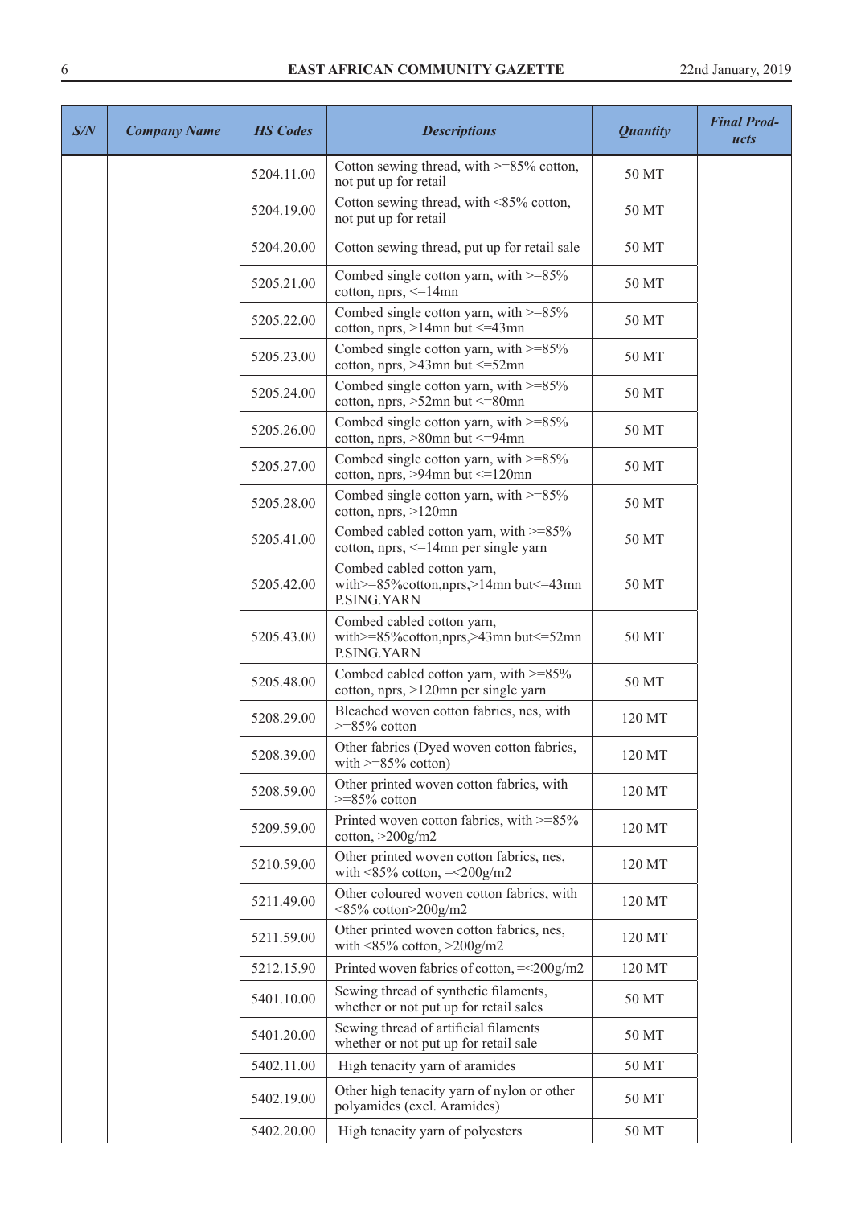| *S/N* | *Company Name* | *HS Codes* | *Descriptions* | *Quantity* | *Final Products* |
|---|---|---|---|---|---|
| | | 5204.11.00 | Cotton sewing thread, with >=85% cotton, not put up for retail | 50 MT | |
| | | 5204.19.00 | Cotton sewing thread, with <85% cotton, not put up for retail | 50 MT | |
| | | 5204.20.00 | Cotton sewing thread, put up for retail sale | 50 MT | |
| | | 5205.21.00 | Combed single cotton yarn, with >=85% cotton, nprs, <=14mn | 50 MT | |
| | | 5205.22.00 | Combed single cotton yarn, with >=85% cotton, nprs, >14mn but <=43mn | 50 MT | |
| | | 5205.23.00 | Combed single cotton yarn, with >=85% cotton, nprs, >43mn but <=52mn | 50 MT | |
| | | 5205.24.00 | Combed single cotton yarn, with >=85% cotton, nprs, >52mn but <=80mn | 50 MT | |
| | | 5205.26.00 | Combed single cotton yarn, with >=85% cotton, nprs, >80mn but <=94mn | 50 MT | |
| | | 5205.27.00 | Combed single cotton yarn, with >=85% cotton, nprs, >94mn but <=120mn | 50 MT | |
| | | 5205.28.00 | Combed single cotton yarn, with >=85% cotton, nprs, >120mn | 50 MT | |
| | | 5205.41.00 | Combed cabled cotton yarn, with >=85% cotton, nprs, <=14mn per single yarn | 50 MT | |
| | | 5205.42.00 | Combed cabled cotton yarn, with>=85%cotton,nprs,>14mn but<=43mn P.SING.YARN | 50 MT | |
| | | 5205.43.00 | Combed cabled cotton yarn, with>=85%cotton,nprs,>43mn but<=52mn P.SING.YARN | 50 MT | |
| | | 5205.48.00 | Combed cabled cotton yarn, with >=85% cotton, nprs, >120mn per single yarn | 50 MT | |
| | | 5208.29.00 | Bleached woven cotton fabrics, nes, with >=85% cotton | 120 MT | |
| | | 5208.39.00 | Other fabrics (Dyed woven cotton fabrics, with >=85% cotton) | 120 MT | |
| | | 5208.59.00 | Other printed woven cotton fabrics, with >=85% cotton | 120 MT | |
| | | 5209.59.00 | Printed woven cotton fabrics, with >=85% cotton, >200g/m2 | 120 MT | |
| | | 5210.59.00 | Other printed woven cotton fabrics, nes, with <85% cotton, =<200g/m2 | 120 MT | |
| | | 5211.49.00 | Other coloured woven cotton fabrics, with <85% cotton>200g/m2 | 120 MT | |
| | | 5211.59.00 | Other printed woven cotton fabrics, nes, with <85% cotton, >200g/m2 | 120 MT | |
| | | 5212.15.90 | Printed woven fabrics of cotton, =<200g/m2 | 120 MT | |
| | | 5401.10.00 | Sewing thread of synthetic filaments, whether or not put up for retail sales | 50 MT | |
| | | 5401.20.00 | Sewing thread of artificial filaments whether or not put up for retail sale | 50 MT | |
| | | 5402.11.00 | High tenacity yarn of aramides | 50 MT | |
| | | 5402.19.00 | Other high tenacity yarn of nylon or other polyamides (excl. Aramides) | 50 MT | |
| | | 5402.20.00 | High tenacity yarn of polyesters | 50 MT | |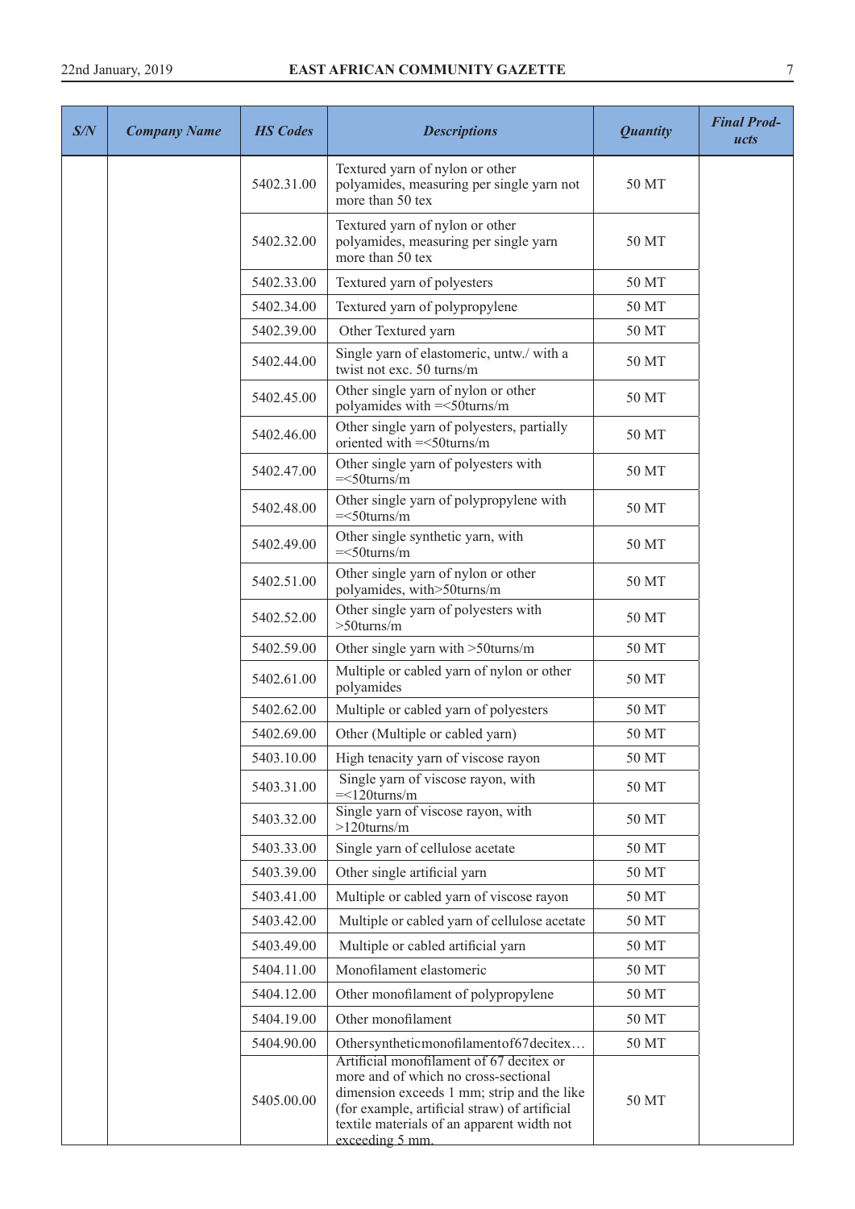| S/N | Company Name | HS Codes | Descriptions | Quantity | Final Products |
|---|---|---|---|---|---|
| | | 5402.31.00 | Textured yarn of nylon or other polyamides, measuring per single yarn not more than 50 tex | 50 MT | |
| | | 5402.32.00 | Textured yarn of nylon or other polyamides, measuring per single yarn more than 50 tex | 50 MT | |
| | | 5402.33.00 | Textured yarn of polyesters | 50 MT | |
| | | 5402.34.00 | Textured yarn of polypropylene | 50 MT | |
| | | 5402.39.00 | Other Textured yarn | 50 MT | |
| | | 5402.44.00 | Single yarn of elastomeric, untw./ with a twist not exc. 50 turns/m | 50 MT | |
| | | 5402.45.00 | Other single yarn of nylon or other polyamides with =<50turns/m | 50 MT | |
| | | 5402.46.00 | Other single yarn of polyesters, partially oriented with =<50turns/m | 50 MT | |
| | | 5402.47.00 | Other single yarn of polyesters with =<50turns/m | 50 MT | |
| | | 5402.48.00 | Other single yarn of polypropylene with =<50turns/m | 50 MT | |
| | | 5402.49.00 | Other single synthetic yarn, with =<50turns/m | 50 MT | |
| | | 5402.51.00 | Other single yarn of nylon or other polyamides, with>50turns/m | 50 MT | |
| | | 5402.52.00 | Other single yarn of polyesters with >50turns/m | 50 MT | |
| | | 5402.59.00 | Other single yarn with >50turns/m | 50 MT | |
| | | 5402.61.00 | Multiple or cabled yarn of nylon or other polyamides | 50 MT | |
| | | 5402.62.00 | Multiple or cabled yarn of polyesters | 50 MT | |
| | | 5402.69.00 | Other (Multiple or cabled yarn) | 50 MT | |
| | | 5403.10.00 | High tenacity yarn of viscose rayon | 50 MT | |
| | | 5403.31.00 | Single yarn of viscose rayon, with =<120turns/m | 50 MT | |
| | | 5403.32.00 | Single yarn of viscose rayon, with >120turns/m | 50 MT | |
| | | 5403.33.00 | Single yarn of cellulose acetate | 50 MT | |
| | | 5403.39.00 | Other single artificial yarn | 50 MT | |
| | | 5403.41.00 | Multiple or cabled yarn of viscose rayon | 50 MT | |
| | | 5403.42.00 | Multiple or cabled yarn of cellulose acetate | 50 MT | |
| | | 5403.49.00 | Multiple or cabled artificial yarn | 50 MT | |
| | | 5404.11.00 | Monofilament elastomeric | 50 MT | |
| | | 5404.12.00 | Other monofilament of polypropylene | 50 MT | |
| | | 5404.19.00 | Other monofilament | 50 MT | |
| | | 5404.90.00 | Othersyntheticmonofilamentof67decitex… | 50 MT | |
| | | 5405.00.00 | Artificial monofilament of 67 decitex or more and of which no cross-sectional dimension exceeds 1 mm; strip and the like (for example, artificial straw) of artificial textile materials of an apparent width not exceeding 5 mm. | 50 MT | |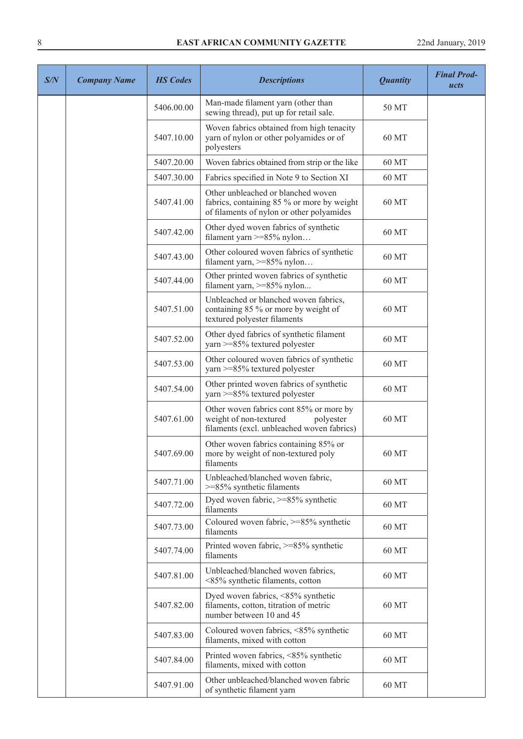| S/N | Company Name | HS Codes | Descriptions | Quantity | Final Products |
|---|---|---|---|---|---|
| | | 5406.00.00 | Man-made filament yarn (other than sewing thread), put up for retail sale. | 50 MT | |
| | | 5407.10.00 | Woven fabrics obtained from high tenacity yarn of nylon or other polyamides or of polyesters | 60 MT | |
| | | 5407.20.00 | Woven fabrics obtained from strip or the like | 60 MT | |
| | | 5407.30.00 | Fabrics specified in Note 9 to Section XI | 60 MT | |
| | | 5407.41.00 | Other unbleached or blanched woven fabrics, containing 85 % or more by weight of filaments of nylon or other polyamides | 60 MT | |
| | | 5407.42.00 | Other dyed woven fabrics of synthetic filament yarn >=85% nylon… | 60 MT | |
| | | 5407.43.00 | Other coloured woven fabrics of synthetic filament yarn, >=85% nylon… | 60 MT | |
| | | 5407.44.00 | Other printed woven fabrics of synthetic filament yarn, >=85% nylon... | 60 MT | |
| | | 5407.51.00 | Unbleached or blanched woven fabrics, containing 85 % or more by weight of textured polyester filaments | 60 MT | |
| | | 5407.52.00 | Other dyed fabrics of synthetic filament yarn >=85% textured polyester | 60 MT | |
| | | 5407.53.00 | Other coloured woven fabrics of synthetic yarn >=85% textured polyester | 60 MT | |
| | | 5407.54.00 | Other printed woven fabrics of synthetic yarn >=85% textured polyester | 60 MT | |
| | | 5407.61.00 | Other woven fabrics cont 85% or more by weight of non-textured polyester filaments (excl. unbleached woven fabrics) | 60 MT | |
| | | 5407.69.00 | Other woven fabrics containing 85% or more by weight of non-textured poly filaments | 60 MT | |
| | | 5407.71.00 | Unbleached/blanched woven fabric, >=85% synthetic filaments | 60 MT | |
| | | 5407.72.00 | Dyed woven fabric, >=85% synthetic filaments | 60 MT | |
| | | 5407.73.00 | Coloured woven fabric, >=85% synthetic filaments | 60 MT | |
| | | 5407.74.00 | Printed woven fabric, >=85% synthetic filaments | 60 MT | |
| | | 5407.81.00 | Unbleached/blanched woven fabrics, <85% synthetic filaments, cotton | 60 MT | |
| | | 5407.82.00 | Dyed woven fabrics, <85% synthetic filaments, cotton, titration of metric number between 10 and 45 | 60 MT | |
| | | 5407.83.00 | Coloured woven fabrics, <85% synthetic filaments, mixed with cotton | 60 MT | |
| | | 5407.84.00 | Printed woven fabrics, <85% synthetic filaments, mixed with cotton | 60 MT | |
| | | 5407.91.00 | Other unbleached/blanched woven fabric of synthetic filament yarn | 60 MT | |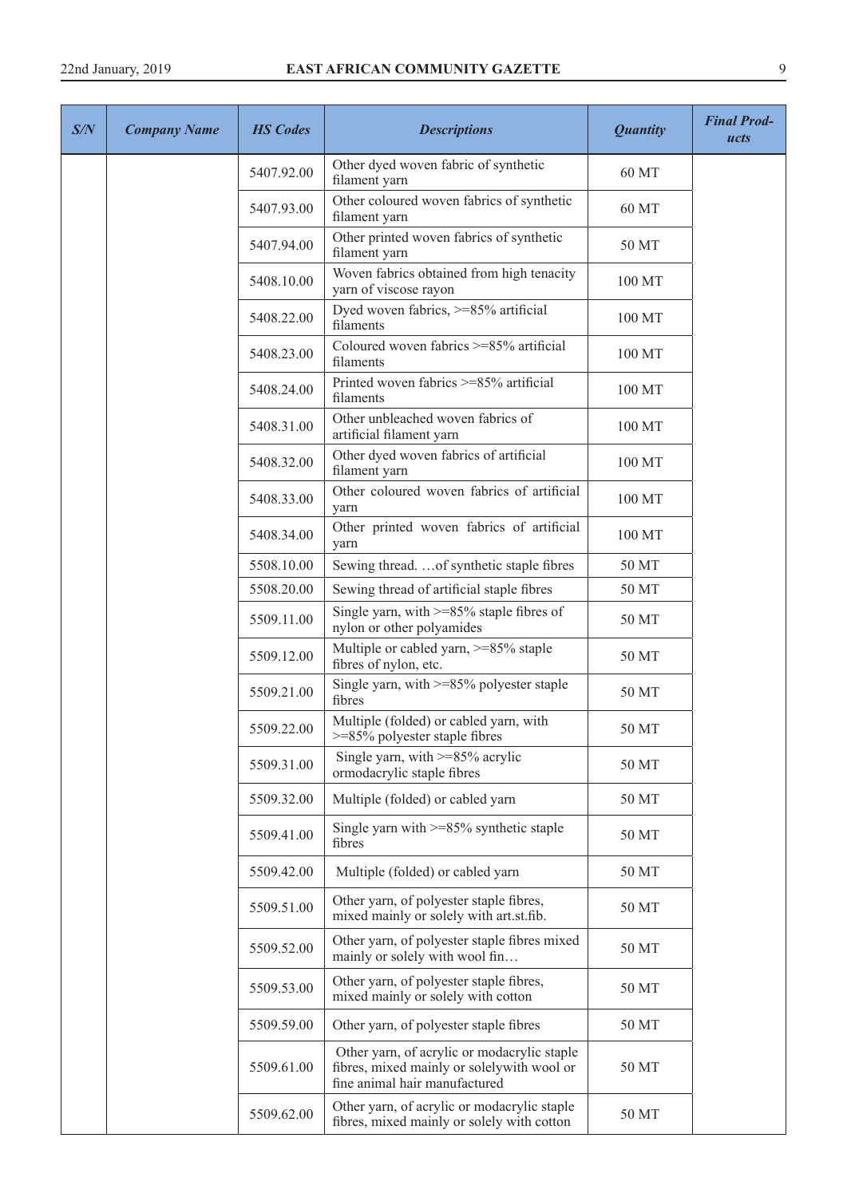| *S/N* | *Company Name* | *HS Codes* | *Descriptions* | *Quantity* | *Final Products* |
|---|---|---|---|---|---|
| | | 5407.92.00 | Other dyed woven fabric of synthetic filament yarn | 60 MT | |
| | | 5407.93.00 | Other coloured woven fabrics of synthetic filament yarn | 60 MT | |
| | | 5407.94.00 | Other printed woven fabrics of synthetic filament yarn | 50 MT | |
| | | 5408.10.00 | Woven fabrics obtained from high tenacity yarn of viscose rayon | 100 MT | |
| | | 5408.22.00 | Dyed woven fabrics, >=85% artificial filaments | 100 MT | |
| | | 5408.23.00 | Coloured woven fabrics >=85% artificial filaments | 100 MT | |
| | | 5408.24.00 | Printed woven fabrics >=85% artificial filaments | 100 MT | |
| | | 5408.31.00 | Other unbleached woven fabrics of artificial filament yarn | 100 MT | |
| | | 5408.32.00 | Other dyed woven fabrics of artificial filament yarn | 100 MT | |
| | | 5408.33.00 | Other coloured woven fabrics of artificial yarn | 100 MT | |
| | | 5408.34.00 | Other printed woven fabrics of artificial yarn | 100 MT | |
| | | 5508.10.00 | Sewing thread. …of synthetic staple fibres | 50 MT | |
| | | 5508.20.00 | Sewing thread of artificial staple fibres | 50 MT | |
| | | 5509.11.00 | Single yarn, with >=85% staple fibres of nylon or other polyamides | 50 MT | |
| | | 5509.12.00 | Multiple or cabled yarn, >=85% staple fibres of nylon, etc. | 50 MT | |
| | | 5509.21.00 | Single yarn, with >=85% polyester staple fibres | 50 MT | |
| | | 5509.22.00 | Multiple (folded) or cabled yarn, with >=85% polyester staple fibres | 50 MT | |
| | | 5509.31.00 | Single yarn, with >=85% acrylic ormodacrylic staple fibres | 50 MT | |
| | | 5509.32.00 | Multiple (folded) or cabled yarn | 50 MT | |
| | | 5509.41.00 | Single yarn with >=85% synthetic staple fibres | 50 MT | |
| | | 5509.42.00 | Multiple (folded) or cabled yarn | 50 MT | |
| | | 5509.51.00 | Other yarn, of polyester staple fibres, mixed mainly or solely with art.st.fib. | 50 MT | |
| | | 5509.52.00 | Other yarn, of polyester staple fibres mixed mainly or solely with wool fin… | 50 MT | |
| | | 5509.53.00 | Other yarn, of polyester staple fibres, mixed mainly or solely with cotton | 50 MT | |
| | | 5509.59.00 | Other yarn, of polyester staple fibres | 50 MT | |
| | | 5509.61.00 | Other yarn, of acrylic or modacrylic staple fibres, mixed mainly or solelywith wool or fine animal hair manufactured | 50 MT | |
| | | 5509.62.00 | Other yarn, of acrylic or modacrylic staple fibres, mixed mainly or solely with cotton | 50 MT | |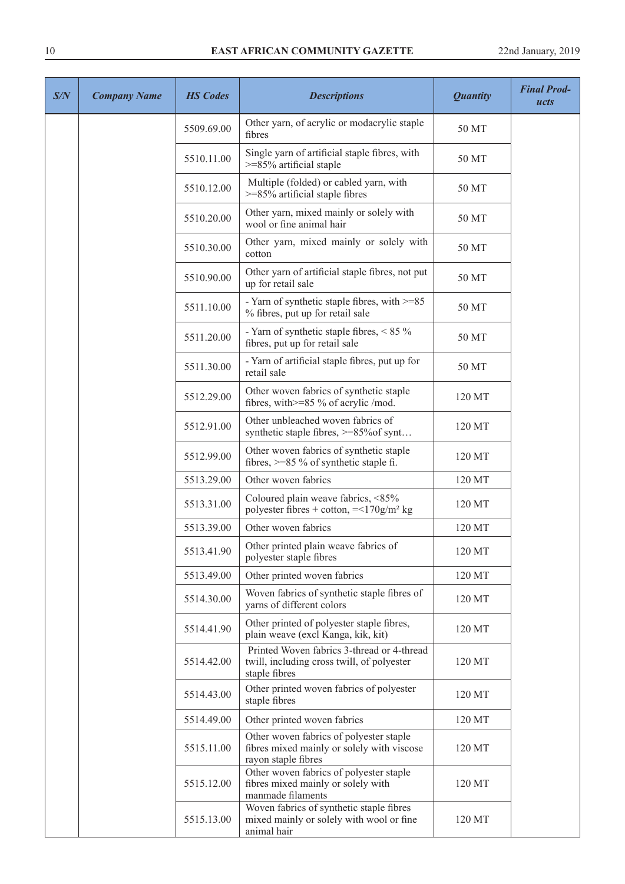| S/N | Company Name | HS Codes | Descriptions | Quantity | Final Products |
|---|---|---|---|---|---|
| | | 5509.69.00 | Other yarn, of acrylic or modacrylic staple fibres | 50 MT | |
| | | 5510.11.00 | Single yarn of artificial staple fibres, with >=85% artificial staple | 50 MT | |
| | | 5510.12.00 | Multiple (folded) or cabled yarn, with >=85% artificial staple fibres | 50 MT | |
| | | 5510.20.00 | Other yarn, mixed mainly or solely with wool or fine animal hair | 50 MT | |
| | | 5510.30.00 | Other yarn, mixed mainly or solely with cotton | 50 MT | |
| | | 5510.90.00 | Other yarn of artificial staple fibres, not put up for retail sale | 50 MT | |
| | | 5511.10.00 | - Yarn of synthetic staple fibres, with >=85 % fibres, put up for retail sale | 50 MT | |
| | | 5511.20.00 | - Yarn of synthetic staple fibres, < 85 % fibres, put up for retail sale | 50 MT | |
| | | 5511.30.00 | - Yarn of artificial staple fibres, put up for retail sale | 50 MT | |
| | | 5512.29.00 | Other woven fabrics of synthetic staple fibres, with>=85 % of acrylic /mod. | 120 MT | |
| | | 5512.91.00 | Other unbleached woven fabrics of synthetic staple fibres, >=85%of synt… | 120 MT | |
| | | 5512.99.00 | Other woven fabrics of synthetic staple fibres, >=85 % of synthetic staple fi. | 120 MT | |
| | | 5513.29.00 | Other woven fabrics | 120 MT | |
| | | 5513.31.00 | Coloured plain weave fabrics, <85% polyester fibres + cotton, =<170g/m² kg | 120 MT | |
| | | 5513.39.00 | Other woven fabrics | 120 MT | |
| | | 5513.41.90 | Other printed plain weave fabrics of polyester staple fibres | 120 MT | |
| | | 5513.49.00 | Other printed woven fabrics | 120 MT | |
| | | 5514.30.00 | Woven fabrics of synthetic staple fibres of yarns of different colors | 120 MT | |
| | | 5514.41.90 | Other printed of polyester staple fibres, plain weave (excl Kanga, kik, kit) | 120 MT | |
| | | 5514.42.00 | Printed Woven fabrics 3-thread or 4-thread twill, including cross twill, of polyester staple fibres | 120 MT | |
| | | 5514.43.00 | Other printed woven fabrics of polyester staple fibres | 120 MT | |
| | | 5514.49.00 | Other printed woven fabrics | 120 MT | |
| | | 5515.11.00 | Other woven fabrics of polyester staple fibres mixed mainly or solely with viscose rayon staple fibres | 120 MT | |
| | | 5515.12.00 | Other woven fabrics of polyester staple fibres mixed mainly or solely with manmade filaments | 120 MT | |
| | | 5515.13.00 | Woven fabrics of synthetic staple fibres mixed mainly or solely with wool or fine animal hair | 120 MT | |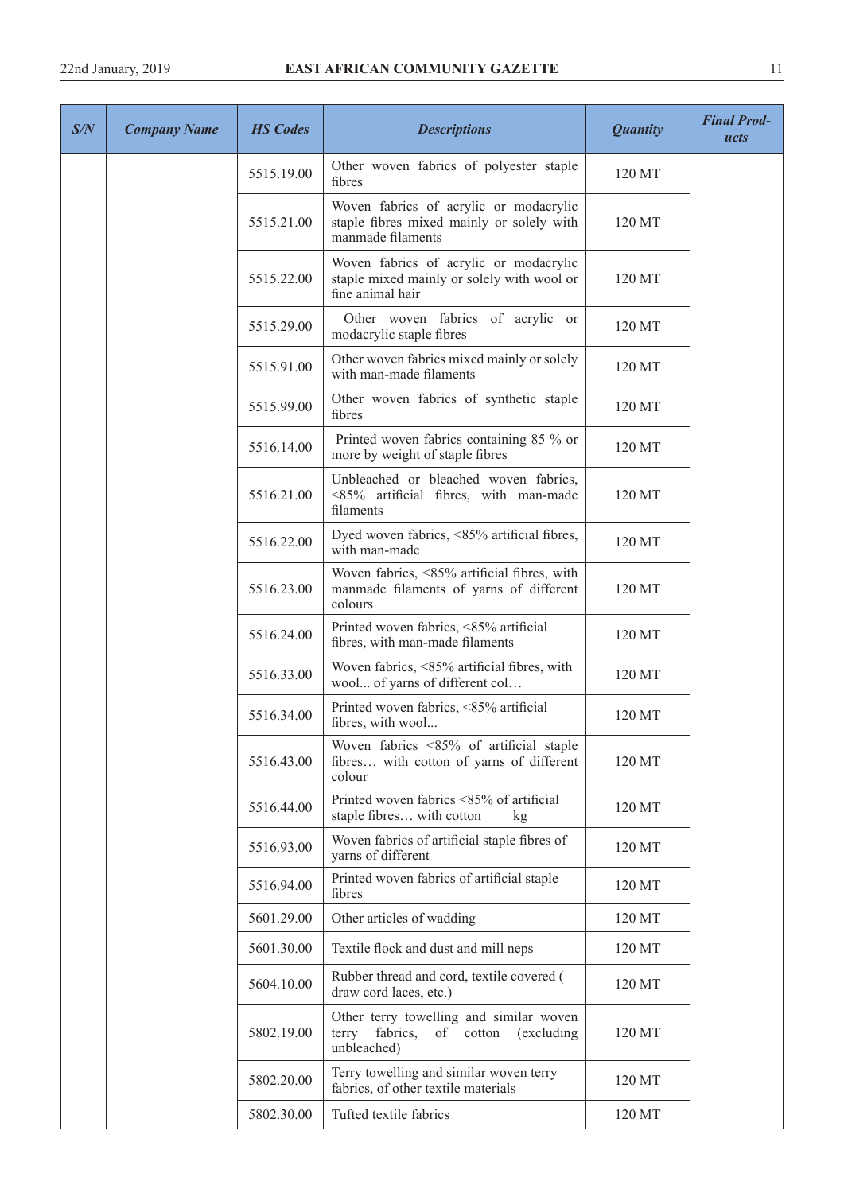| *S/N* | *Company Name* | *HS Codes* | *Descriptions* | *Quantity* | *Final Products* |
|---|---|---|---|---|---|
| | | 5515.19.00 | Other woven fabrics of polyester staple fibres | 120 MT | |
| | | 5515.21.00 | Woven fabrics of acrylic or modacrylic staple fibres mixed mainly or solely with manmade filaments | 120 MT | |
| | | 5515.22.00 | Woven fabrics of acrylic or modacrylic staple mixed mainly or solely with wool or fine animal hair | 120 MT | |
| | | 5515.29.00 | Other woven fabrics of acrylic or modacrylic staple fibres | 120 MT | |
| | | 5515.91.00 | Other woven fabrics mixed mainly or solely with man-made filaments | 120 MT | |
| | | 5515.99.00 | Other woven fabrics of synthetic staple fibres | 120 MT | |
| | | 5516.14.00 | Printed woven fabrics containing 85 % or more by weight of staple fibres | 120 MT | |
| | | 5516.21.00 | Unbleached or bleached woven fabrics, <85% artificial fibres, with man-made filaments | 120 MT | |
| | | 5516.22.00 | Dyed woven fabrics, <85% artificial fibres, with man-made | 120 MT | |
| | | 5516.23.00 | Woven fabrics, <85% artificial fibres, with manmade filaments of yarns of different colours | 120 MT | |
| | | 5516.24.00 | Printed woven fabrics, <85% artificial fibres, with man-made filaments | 120 MT | |
| | | 5516.33.00 | Woven fabrics, <85% artificial fibres, with wool... of yarns of different col… | 120 MT | |
| | | 5516.34.00 | Printed woven fabrics, <85% artificial fibres, with wool... | 120 MT | |
| | | 5516.43.00 | Woven fabrics <85% of artificial staple fibres… with cotton of yarns of different colour | 120 MT | |
| | | 5516.44.00 | Printed woven fabrics <85% of artificial staple fibres… with cotton kg | 120 MT | |
| | | 5516.93.00 | Woven fabrics of artificial staple fibres of yarns of different | 120 MT | |
| | | 5516.94.00 | Printed woven fabrics of artificial staple fibres | 120 MT | |
| | | 5601.29.00 | Other articles of wadding | 120 MT | |
| | | 5601.30.00 | Textile flock and dust and mill neps | 120 MT | |
| | | 5604.10.00 | Rubber thread and cord, textile covered ( draw cord laces, etc.) | 120 MT | |
| | | 5802.19.00 | Other terry towelling and similar woven terry fabrics, of cotton (excluding unbleached) | 120 MT | |
| | | 5802.20.00 | Terry towelling and similar woven terry fabrics, of other textile materials | 120 MT | |
| | | 5802.30.00 | Tufted textile fabrics | 120 MT | |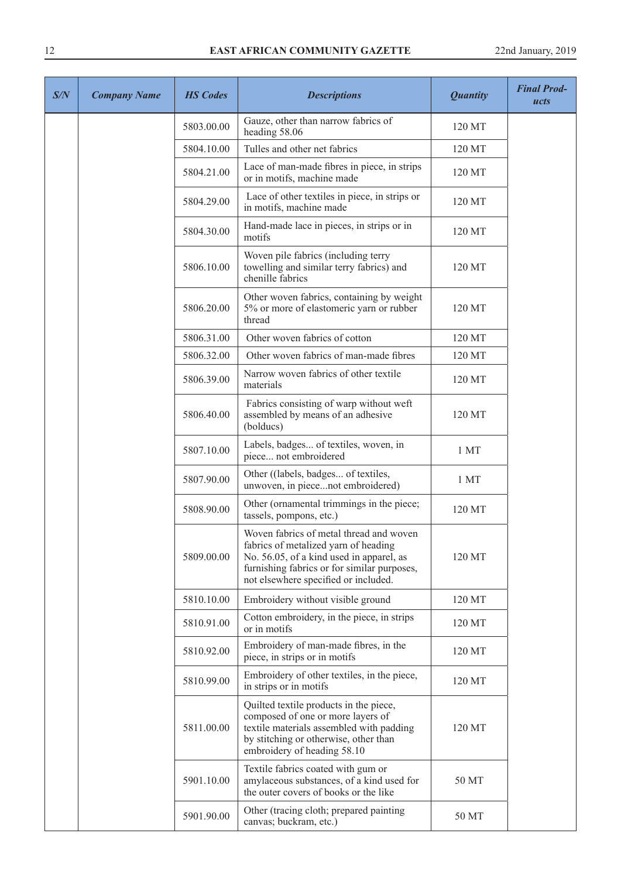| S/N | Company Name | HS Codes | Descriptions | Quantity | Final Products |
|---|---|---|---|---|---|
| | | 5803.00.00 | Gauze, other than narrow fabrics of heading 58.06 | 120 MT | |
| | | 5804.10.00 | Tulles and other net fabrics | 120 MT | |
| | | 5804.21.00 | Lace of man-made fibres in piece, in strips or in motifs, machine made | 120 MT | |
| | | 5804.29.00 | Lace of other textiles in piece, in strips or in motifs, machine made | 120 MT | |
| | | 5804.30.00 | Hand-made lace in pieces, in strips or in motifs | 120 MT | |
| | | 5806.10.00 | Woven pile fabrics (including terry towelling and similar terry fabrics) and chenille fabrics | 120 MT | |
| | | 5806.20.00 | Other woven fabrics, containing by weight 5% or more of elastomeric yarn or rubber thread | 120 MT | |
| | | 5806.31.00 | Other woven fabrics of cotton | 120 MT | |
| | | 5806.32.00 | Other woven fabrics of man-made fibres | 120 MT | |
| | | 5806.39.00 | Narrow woven fabrics of other textile materials | 120 MT | |
| | | 5806.40.00 | Fabrics consisting of warp without weft assembled by means of an adhesive (bolducs) | 120 MT | |
| | | 5807.10.00 | Labels, badges... of textiles, woven, in piece... not embroidered | 1 MT | |
| | | 5807.90.00 | Other ((labels, badges... of textiles, unwoven, in piece...not embroidered) | 1 MT | |
| | | 5808.90.00 | Other (ornamental trimmings in the piece; tassels, pompons, etc.) | 120 MT | |
| | | 5809.00.00 | Woven fabrics of metal thread and woven fabrics of metalized yarn of heading No. 56.05, of a kind used in apparel, as furnishing fabrics or for similar purposes, not elsewhere specified or included. | 120 MT | |
| | | 5810.10.00 | Embroidery without visible ground | 120 MT | |
| | | 5810.91.00 | Cotton embroidery, in the piece, in strips or in motifs | 120 MT | |
| | | 5810.92.00 | Embroidery of man-made fibres, in the piece, in strips or in motifs | 120 MT | |
| | | 5810.99.00 | Embroidery of other textiles, in the piece, in strips or in motifs | 120 MT | |
| | | 5811.00.00 | Quilted textile products in the piece, composed of one or more layers of textile materials assembled with padding by stitching or otherwise, other than embroidery of heading 58.10 | 120 MT | |
| | | 5901.10.00 | Textile fabrics coated with gum or amylaceous substances, of a kind used for the outer covers of books or the like | 50 MT | |
| | | 5901.90.00 | Other (tracing cloth; prepared painting canvas; buckram, etc.) | 50 MT | |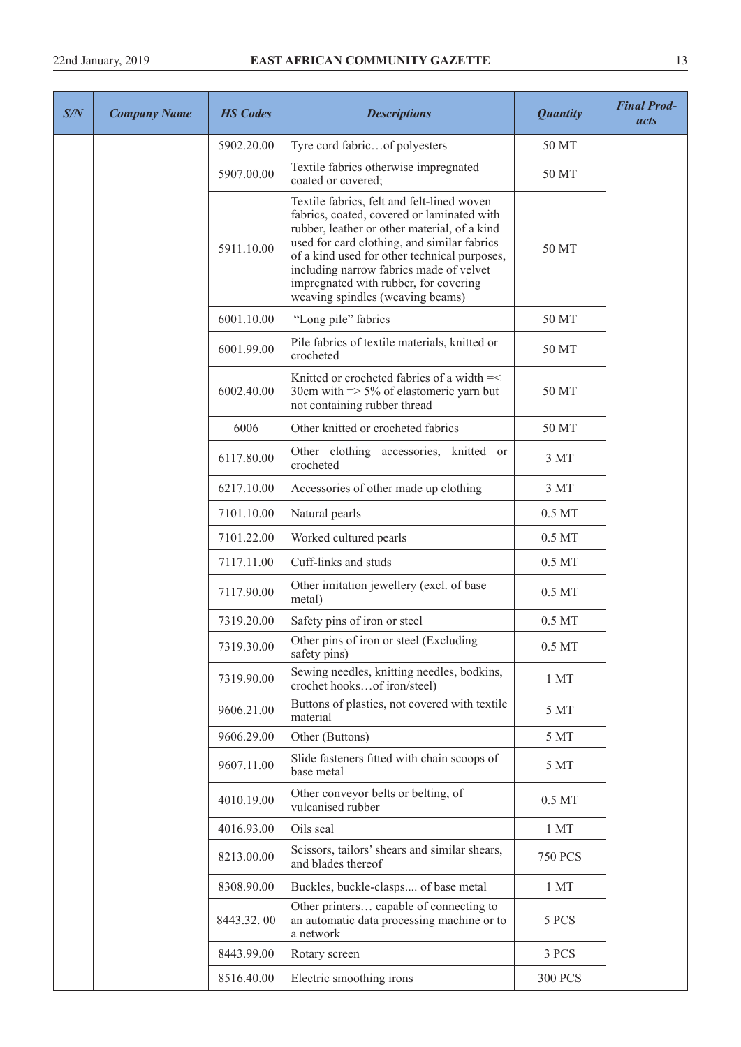| S/N | Company Name | HS Codes | Descriptions | Quantity | Final Products |
|---|---|---|---|---|---|
| | | 5902.20.00 | Tyre cord fabric…of polyesters | 50 MT | |
| | | 5907.00.00 | Textile fabrics otherwise impregnated coated or covered; | 50 MT | |
| | | 5911.10.00 | Textile fabrics, felt and felt-lined woven fabrics, coated, covered or laminated with rubber, leather or other material, of a kind used for card clothing, and similar fabrics of a kind used for other technical purposes, including narrow fabrics made of velvet impregnated with rubber, for covering weaving spindles (weaving beams) | 50 MT | |
| | | 6001.10.00 | "Long pile" fabrics | 50 MT | |
| | | 6001.99.00 | Pile fabrics of textile materials, knitted or crocheted | 50 MT | |
| | | 6002.40.00 | Knitted or crocheted fabrics of a width =< 30cm with => 5% of elastomeric yarn but not containing rubber thread | 50 MT | |
| | | 6006 | Other knitted or crocheted fabrics | 50 MT | |
| | | 6117.80.00 | Other clothing accessories, knitted or crocheted | 3 MT | |
| | | 6217.10.00 | Accessories of other made up clothing | 3 MT | |
| | | 7101.10.00 | Natural pearls | 0.5 MT | |
| | | 7101.22.00 | Worked cultured pearls | 0.5 MT | |
| | | 7117.11.00 | Cuff-links and studs | 0.5 MT | |
| | | 7117.90.00 | Other imitation jewellery (excl. of base metal) | 0.5 MT | |
| | | 7319.20.00 | Safety pins of iron or steel | 0.5 MT | |
| | | 7319.30.00 | Other pins of iron or steel (Excluding safety pins) | 0.5 MT | |
| | | 7319.90.00 | Sewing needles, knitting needles, bodkins, crochet hooks…of iron/steel) | 1 MT | |
| | | 9606.21.00 | Buttons of plastics, not covered with textile material | 5 MT | |
| | | 9606.29.00 | Other (Buttons) | 5 MT | |
| | | 9607.11.00 | Slide fasteners fitted with chain scoops of base metal | 5 MT | |
| | | 4010.19.00 | Other conveyor belts or belting, of vulcanised rubber | 0.5 MT | |
| | | 4016.93.00 | Oils seal | 1 MT | |
| | | 8213.00.00 | Scissors, tailors' shears and similar shears, and blades thereof | 750 PCS | |
| | | 8308.90.00 | Buckles, buckle-clasps.... of base metal | 1 MT | |
| | | 8443.32. 00 | Other printers… capable of connecting to an automatic data processing machine or to a network | 5 PCS | |
| | | 8443.99.00 | Rotary screen | 3 PCS | |
| | | 8516.40.00 | Electric smoothing irons | 300 PCS | |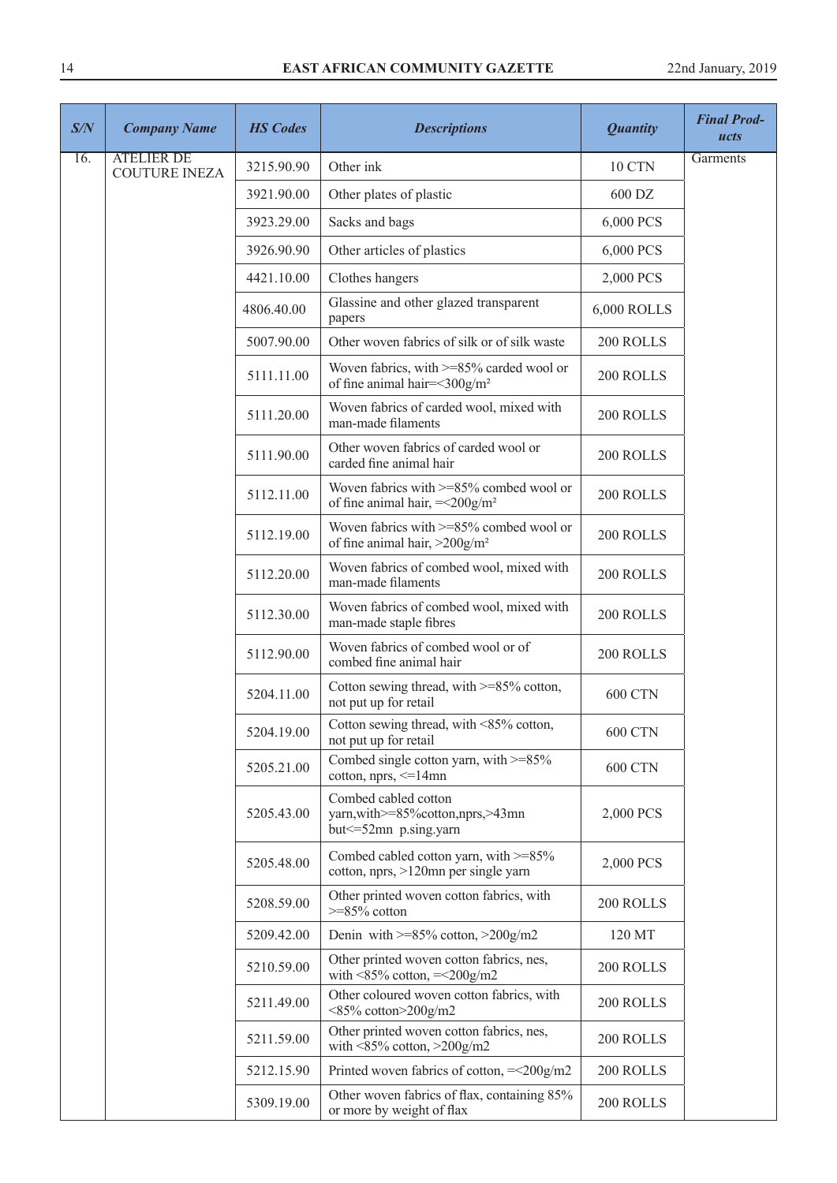| S/N | Company Name | HS Codes | Descriptions | Quantity | Final Products |
|---|---|---|---|---|---|
| 16. | ATELIER DE COUTURE INEZA | 3215.90.90 | Other ink | 10 CTN | Garments |
| | | 3921.90.00 | Other plates of plastic | 600 DZ | |
| | | 3923.29.00 | Sacks and bags | 6,000 PCS | |
| | | 3926.90.90 | Other articles of plastics | 6,000 PCS | |
| | | 4421.10.00 | Clothes hangers | 2,000 PCS | |
| | | 4806.40.00 | Glassine and other glazed transparent papers | 6,000 ROLLS | |
| | | 5007.90.00 | Other woven fabrics of silk or of silk waste | 200 ROLLS | |
| | | 5111.11.00 | Woven fabrics, with >=85% carded wool or of fine animal hair=<300g/m² | 200 ROLLS | |
| | | 5111.20.00 | Woven fabrics of carded wool, mixed with man-made filaments | 200 ROLLS | |
| | | 5111.90.00 | Other woven fabrics of carded wool or carded fine animal hair | 200 ROLLS | |
| | | 5112.11.00 | Woven fabrics with >=85% combed wool or of fine animal hair, =<200g/m² | 200 ROLLS | |
| | | 5112.19.00 | Woven fabrics with >=85% combed wool or of fine animal hair, >200g/m² | 200 ROLLS | |
| | | 5112.20.00 | Woven fabrics of combed wool, mixed with man-made filaments | 200 ROLLS | |
| | | 5112.30.00 | Woven fabrics of combed wool, mixed with man-made staple fibres | 200 ROLLS | |
| | | 5112.90.00 | Woven fabrics of combed wool or of combed fine animal hair | 200 ROLLS | |
| | | 5204.11.00 | Cotton sewing thread, with >=85% cotton, not put up for retail | 600 CTN | |
| | | 5204.19.00 | Cotton sewing thread, with <85% cotton, not put up for retail | 600 CTN | |
| | | 5205.21.00 | Combed single cotton yarn, with >=85% cotton, nprs, <=14mn | 600 CTN | |
| | | 5205.43.00 | Combed cabled cotton yarn,with>=85%cotton,nprs,>43mn but<=52mn p.sing.yarn | 2,000 PCS | |
| | | 5205.48.00 | Combed cabled cotton yarn, with >=85% cotton, nprs, >120mn per single yarn | 2,000 PCS | |
| | | 5208.59.00 | Other printed woven cotton fabrics, with >=85% cotton | 200 ROLLS | |
| | | 5209.42.00 | Denin with >=85% cotton, >200g/m2 | 120 MT | |
| | | 5210.59.00 | Other printed woven cotton fabrics, nes, with <85% cotton, =<200g/m2 | 200 ROLLS | |
| | | 5211.49.00 | Other coloured woven cotton fabrics, with <85% cotton>200g/m2 | 200 ROLLS | |
| | | 5211.59.00 | Other printed woven cotton fabrics, nes, with <85% cotton, >200g/m2 | 200 ROLLS | |
| | | 5212.15.90 | Printed woven fabrics of cotton, =<200g/m2 | 200 ROLLS | |
| | | 5309.19.00 | Other woven fabrics of flax, containing 85% or more by weight of flax | 200 ROLLS | |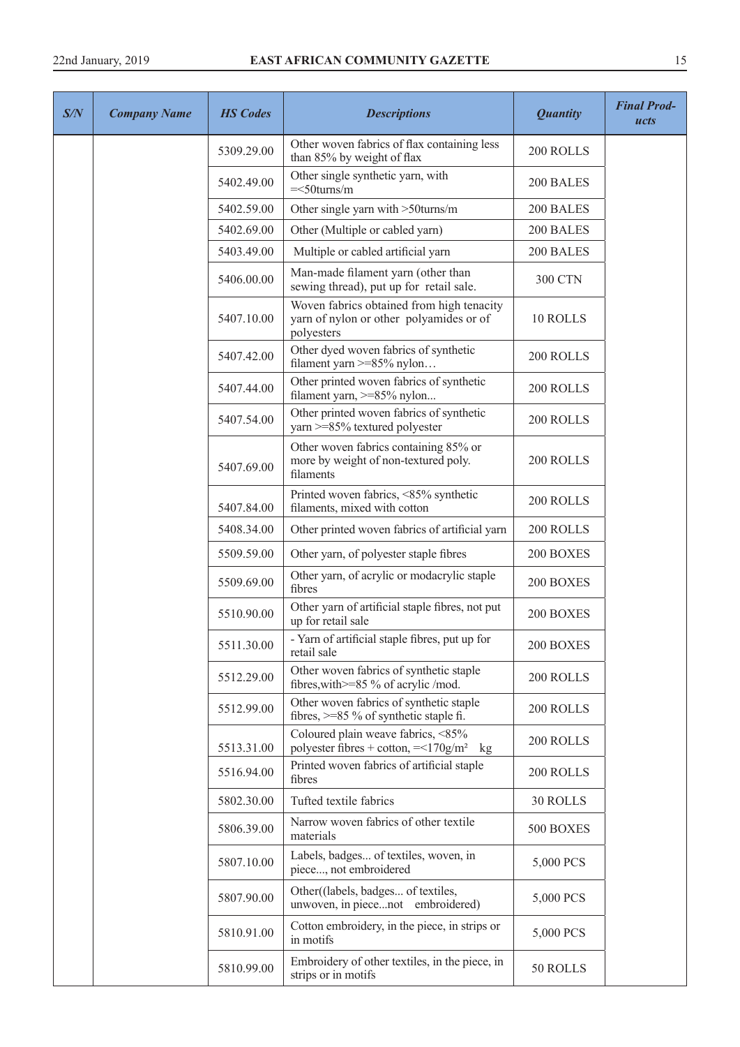| S/N | Company Name | HS Codes | Descriptions | Quantity | Final Products |
|---|---|---|---|---|---|
| | | 5309.29.00 | Other woven fabrics of flax containing less than 85% by weight of flax | 200 ROLLS | |
| | | 5402.49.00 | Other single synthetic yarn, with =<50turns/m | 200 BALES | |
| | | 5402.59.00 | Other single yarn with >50turns/m | 200 BALES | |
| | | 5402.69.00 | Other (Multiple or cabled yarn) | 200 BALES | |
| | | 5403.49.00 | Multiple or cabled artificial yarn | 200 BALES | |
| | | 5406.00.00 | Man-made filament yarn (other than sewing thread), put up for retail sale. | 300 CTN | |
| | | 5407.10.00 | Woven fabrics obtained from high tenacity yarn of nylon or other polyamides or of polyesters | 10 ROLLS | |
| | | 5407.42.00 | Other dyed woven fabrics of synthetic filament yarn >=85% nylon… | 200 ROLLS | |
| | | 5407.44.00 | Other printed woven fabrics of synthetic filament yarn, >=85% nylon... | 200 ROLLS | |
| | | 5407.54.00 | Other printed woven fabrics of synthetic yarn >=85% textured polyester | 200 ROLLS | |
| | | 5407.69.00 | Other woven fabrics containing 85% or more by weight of non-textured poly. filaments | 200 ROLLS | |
| | | 5407.84.00 | Printed woven fabrics, <85% synthetic filaments, mixed with cotton | 200 ROLLS | |
| | | 5408.34.00 | Other printed woven fabrics of artificial yarn | 200 ROLLS | |
| | | 5509.59.00 | Other yarn, of polyester staple fibres | 200 BOXES | |
| | | 5509.69.00 | Other yarn, of acrylic or modacrylic staple fibres | 200 BOXES | |
| | | 5510.90.00 | Other yarn of artificial staple fibres, not put up for retail sale | 200 BOXES | |
| | | 5511.30.00 | - Yarn of artificial staple fibres, put up for retail sale | 200 BOXES | |
| | | 5512.29.00 | Other woven fabrics of synthetic staple fibres,with>=85 % of acrylic /mod. | 200 ROLLS | |
| | | 5512.99.00 | Other woven fabrics of synthetic staple fibres, >=85 % of synthetic staple fi. | 200 ROLLS | |
| | | 5513.31.00 | Coloured plain weave fabrics, <85% polyester fibres + cotton, =<170g/m² kg | 200 ROLLS | |
| | | 5516.94.00 | Printed woven fabrics of artificial staple fibres | 200 ROLLS | |
| | | 5802.30.00 | Tufted textile fabrics | 30 ROLLS | |
| | | 5806.39.00 | Narrow woven fabrics of other textile materials | 500 BOXES | |
| | | 5807.10.00 | Labels, badges... of textiles, woven, in piece..., not embroidered | 5,000 PCS | |
| | | 5807.90.00 | Other((labels, badges... of textiles, unwoven, in piece...not embroidered) | 5,000 PCS | |
| | | 5810.91.00 | Cotton embroidery, in the piece, in strips or in motifs | 5,000 PCS | |
| | | 5810.99.00 | Embroidery of other textiles, in the piece, in strips or in motifs | 50 ROLLS | |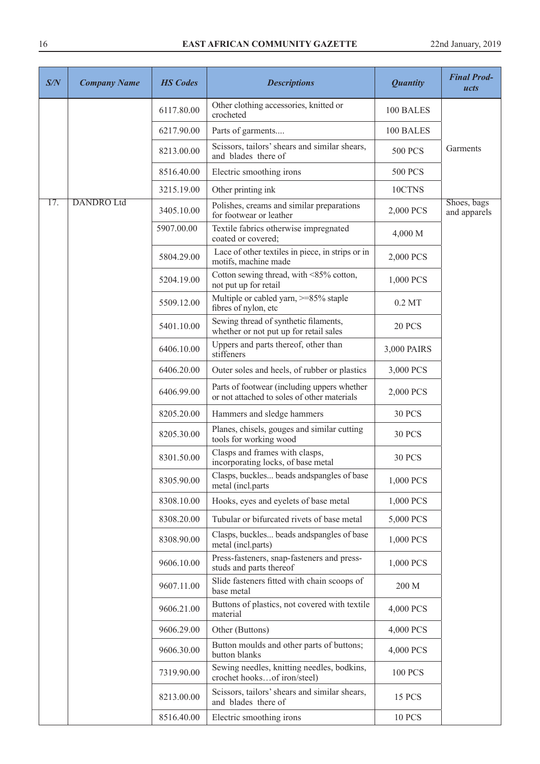| S/N | Company Name | HS Codes | Descriptions | Quantity | Final Products |
|---|---|---|---|---|---|
| | | 6117.80.00 | Other clothing accessories, knitted or crocheted | 100 BALES | Garments |
| | | 6217.90.00 | Parts of garments.... | 100 BALES | |
| | | 8213.00.00 | Scissors, tailors' shears and similar shears, and blades there of | 500 PCS | |
| | | 8516.40.00 | Electric smoothing irons | 500 PCS | |
| | | 3215.19.00 | Other printing ink | 10CTNS | |
| 17. | DANDRO Ltd | 3405.10.00 | Polishes, creams and similar preparations for footwear or leather | 2,000 PCS | Shoes, bags and apparels |
| | | 5907.00.00 | Textile fabrics otherwise impregnated coated or covered; | 4,000 M | |
| | | 5804.29.00 | Lace of other textiles in piece, in strips or in motifs, machine made | 2,000 PCS | |
| | | 5204.19.00 | Cotton sewing thread, with <85% cotton, not put up for retail | 1,000 PCS | |
| | | 5509.12.00 | Multiple or cabled yarn, >=85% staple fibres of nylon, etc | 0.2 MT | |
| | | 5401.10.00 | Sewing thread of synthetic filaments, whether or not put up for retail sales | 20 PCS | |
| | | 6406.10.00 | Uppers and parts thereof, other than stiffeners | 3,000 PAIRS | |
| | | 6406.20.00 | Outer soles and heels, of rubber or plastics | 3,000 PCS | |
| | | 6406.99.00 | Parts of footwear (including uppers whether or not attached to soles of other materials | 2,000 PCS | |
| | | 8205.20.00 | Hammers and sledge hammers | 30 PCS | |
| | | 8205.30.00 | Planes, chisels, gouges and similar cutting tools for working wood | 30 PCS | |
| | | 8301.50.00 | Clasps and frames with clasps, incorporating locks, of base metal | 30 PCS | |
| | | 8305.90.00 | Clasps, buckles... beads andspangles of base metal (incl.parts | 1,000 PCS | |
| | | 8308.10.00 | Hooks, eyes and eyelets of base metal | 1,000 PCS | |
| | | 8308.20.00 | Tubular or bifurcated rivets of base metal | 5,000 PCS | |
| | | 8308.90.00 | Clasps, buckles... beads andspangles of base metal (incl.parts) | 1,000 PCS | |
| | | 9606.10.00 | Press-fasteners, snap-fasteners and press-studs and parts thereof | 1,000 PCS | |
| | | 9607.11.00 | Slide fasteners fitted with chain scoops of base metal | 200 M | |
| | | 9606.21.00 | Buttons of plastics, not covered with textile material | 4,000 PCS | |
| | | 9606.29.00 | Other (Buttons) | 4,000 PCS | |
| | | 9606.30.00 | Button moulds and other parts of buttons; button blanks | 4,000 PCS | |
| | | 7319.90.00 | Sewing needles, knitting needles, bodkins, crochet hooks…of iron/steel) | 100 PCS | |
| | | 8213.00.00 | Scissors, tailors' shears and similar shears, and blades there of | 15 PCS | |
| | | 8516.40.00 | Electric smoothing irons | 10 PCS | |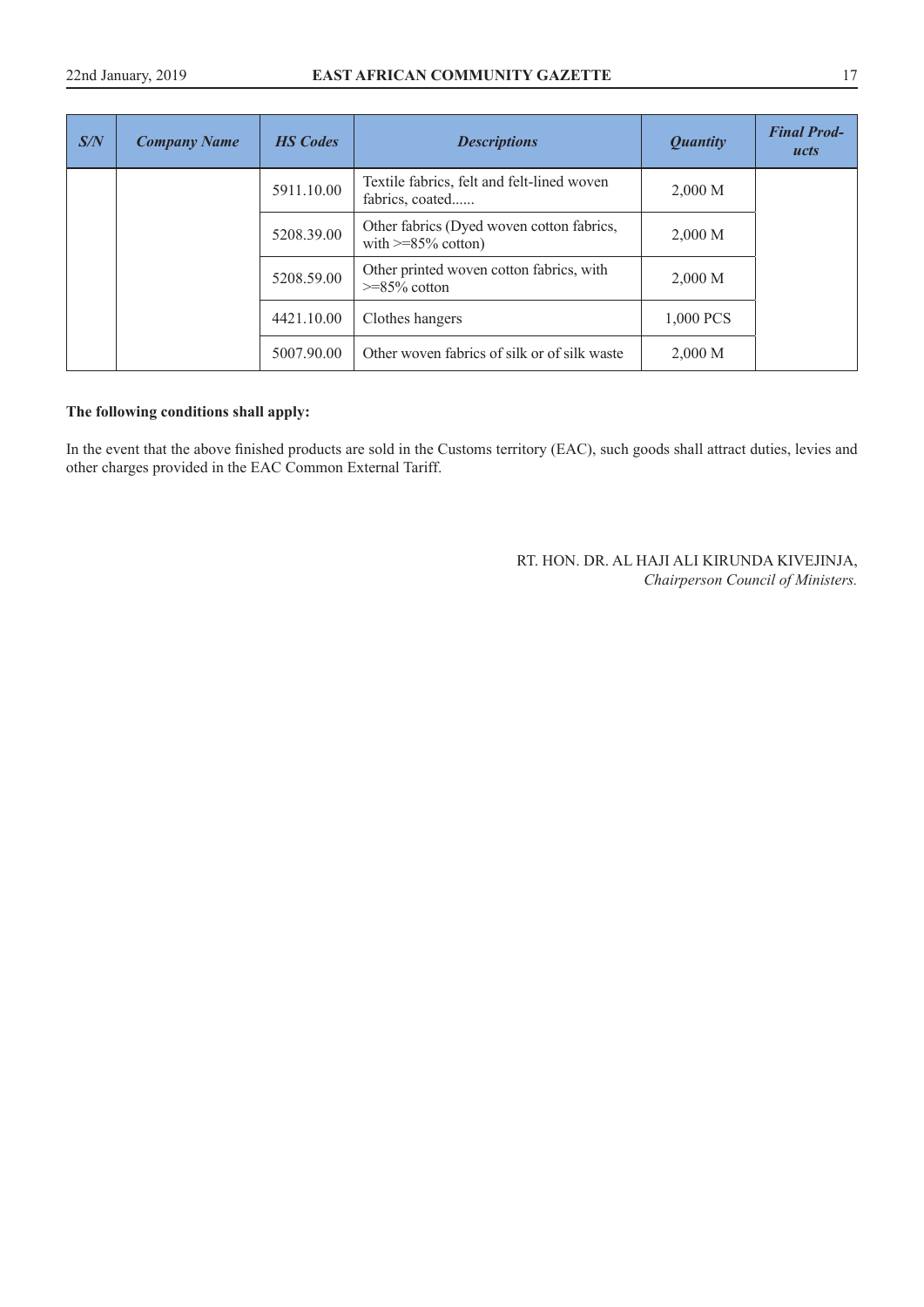| *S/N* | *Company Name* | *HS Codes* | *Descriptions* | *Quantity* | *Final Products* |
|---|---|---|---|---|---|
| | | 5911.10.00 | Textile fabrics, felt and felt-lined woven fabrics, coated...... | 2,000 M | |
| | | 5208.39.00 | Other fabrics (Dyed woven cotton fabrics, with >=85% cotton) | 2,000 M | |
| | | 5208.59.00 | Other printed woven cotton fabrics, with >=85% cotton | 2,000 M | |
| | | 4421.10.00 | Clothes hangers | 1,000 PCS | |
| | | 5007.90.00 | Other woven fabrics of silk or of silk waste | 2,000 M | |

**The following conditions shall apply:**

In the event that the above finished products are sold in the Customs territory (EAC), such goods shall attract duties, levies and other charges provided in the EAC Common External Tariff.

RT. HON. DR. AL HAJI ALI KIRUNDA KIVEJINJA,
*Chairperson Council of Ministers.*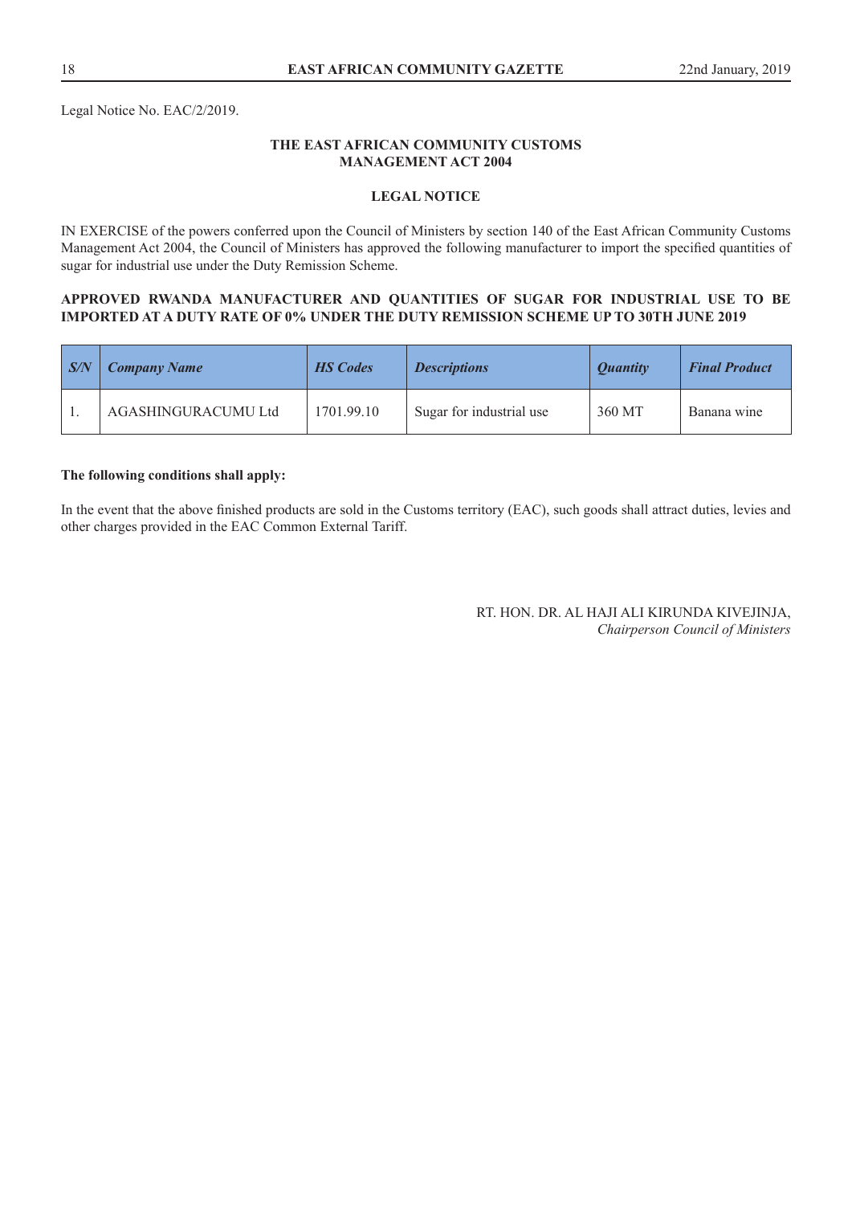Legal Notice No. EAC/2/2019.

**THE EAST AFRICAN COMMUNITY CUSTOMS MANAGEMENT ACT 2004**

**LEGAL NOTICE**

IN EXERCISE of the powers conferred upon the Council of Ministers by section 140 of the East African Community Customs Management Act 2004, the Council of Ministers has approved the following manufacturer to import the specified quantities of sugar for industrial use under the Duty Remission Scheme.

**APPROVED RWANDA MANUFACTURER AND QUANTITIES OF SUGAR FOR INDUSTRIAL USE TO BE IMPORTED AT A DUTY RATE OF 0% UNDER THE DUTY REMISSION SCHEME UP TO 30TH JUNE 2019**

| ***S/N*** | ***Company Name*** | ***HS Codes*** | ***Descriptions*** | ***Quantity*** | ***Final Product*** |
|---|---|---|---|---|---|
| 1. | AGASHINGURACUMU Ltd | 1701.99.10 | Sugar for industrial use | 360 MT | Banana wine |

**The following conditions shall apply:**

In the event that the above finished products are sold in the Customs territory (EAC), such goods shall attract duties, levies and other charges provided in the EAC Common External Tariff.

RT. HON. DR. AL HAJI ALI KIRUNDA KIVEJINJA,
*Chairperson Council of Ministers*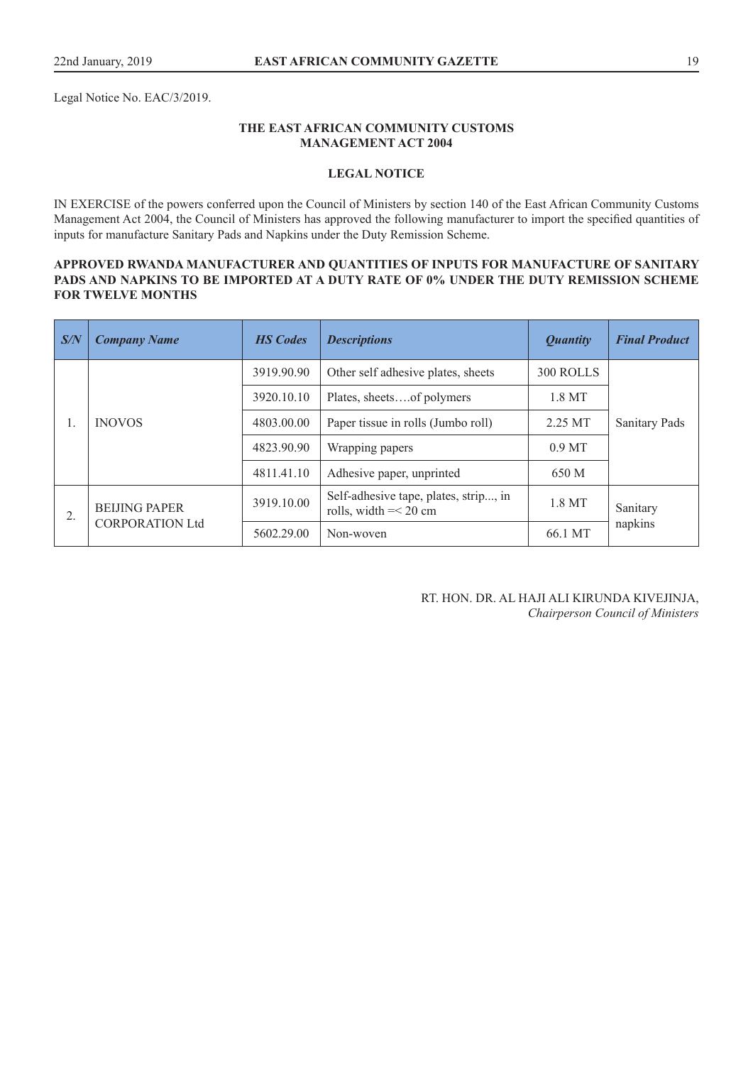Legal Notice No. EAC/3/2019.

**THE EAST AFRICAN COMMUNITY CUSTOMS MANAGEMENT ACT 2004**

**LEGAL NOTICE**

IN EXERCISE of the powers conferred upon the Council of Ministers by section 140 of the East African Community Customs Management Act 2004, the Council of Ministers has approved the following manufacturer to import the specified quantities of inputs for manufacture Sanitary Pads and Napkins under the Duty Remission Scheme.

**APPROVED RWANDA MANUFACTURER AND QUANTITIES OF INPUTS FOR MANUFACTURE OF SANITARY PADS AND NAPKINS TO BE IMPORTED AT A DUTY RATE OF 0% UNDER THE DUTY REMISSION SCHEME FOR TWELVE MONTHS**

| ***S/N*** | ***Company Name*** | ***HS Codes*** | ***Descriptions*** | ***Quantity*** | ***Final Product*** |
|---|---|---|---|---|---|
| 1. | INOVOS | 3919.90.90 | Other self adhesive plates, sheets | 300 ROLLS | Sanitary Pads |
| | | 3920.10.10 | Plates, sheets….of polymers | 1.8 MT | |
| | | 4803.00.00 | Paper tissue in rolls (Jumbo roll) | 2.25 MT | |
| | | 4823.90.90 | Wrapping papers | 0.9 MT | |
| | | 4811.41.10 | Adhesive paper, unprinted | 650 M | |
| 2. | BEIJING PAPER CORPORATION Ltd | 3919.10.00 | Self-adhesive tape, plates, strip..., in rolls, width =< 20 cm | 1.8 MT | Sanitary napkins |
| | | 5602.29.00 | Non-woven | 66.1 MT | |

RT. HON. DR. AL HAJI ALI KIRUNDA KIVEJINJA,
*Chairperson Council of Ministers*